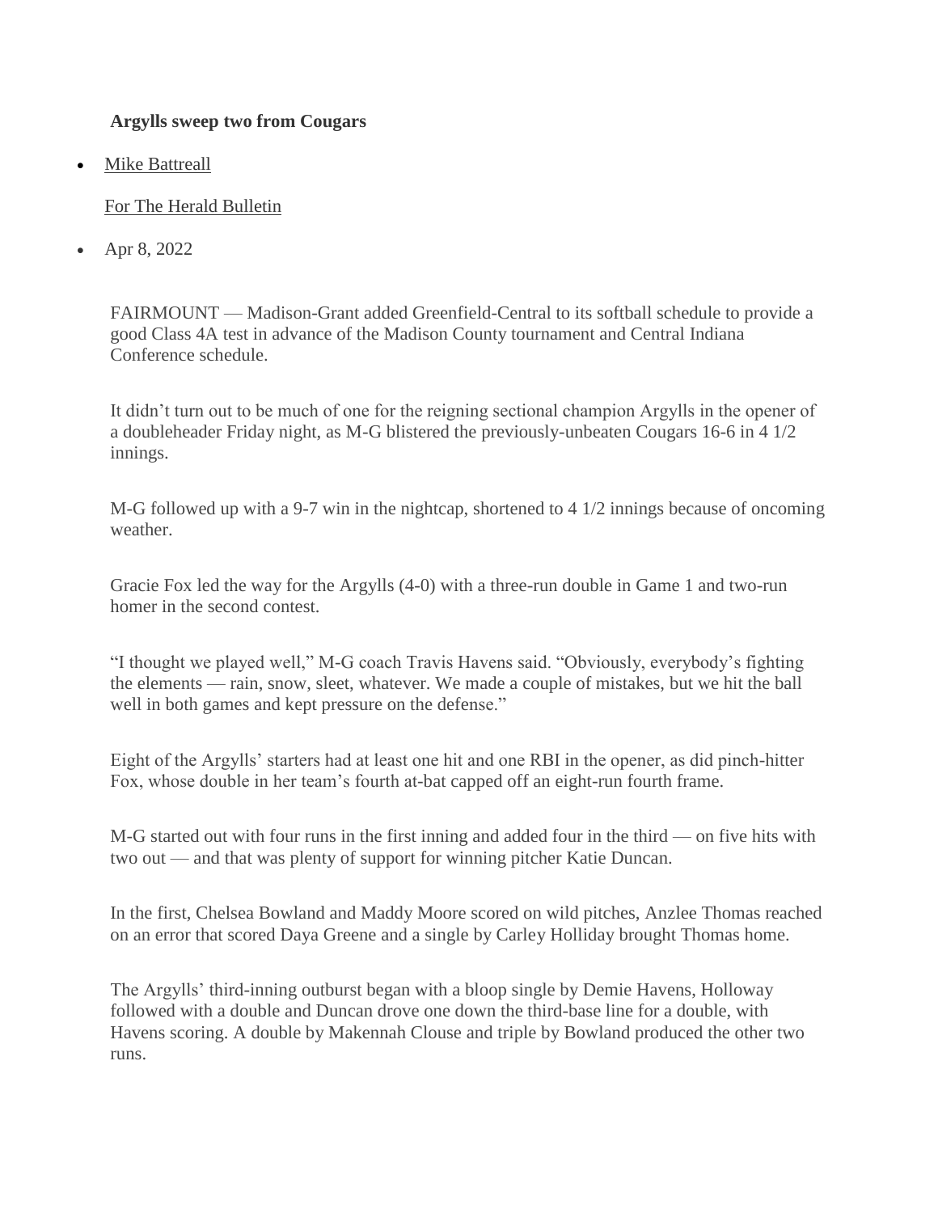**Argylls sweep two from Cougars**

- Mike Battreall

  For The Herald Bulletin

- Apr 8, 2022

FAIRMOUNT — Madison-Grant added Greenfield-Central to its softball schedule to provide a good Class 4A test in advance of the Madison County tournament and Central Indiana Conference schedule.

It didn't turn out to be much of one for the reigning sectional champion Argylls in the opener of a doubleheader Friday night, as M-G blistered the previously-unbeaten Cougars 16-6 in 4 1/2 innings.

M-G followed up with a 9-7 win in the nightcap, shortened to 4 1/2 innings because of oncoming weather.

Gracie Fox led the way for the Argylls (4-0) with a three-run double in Game 1 and two-run homer in the second contest.

"I thought we played well," M-G coach Travis Havens said. "Obviously, everybody's fighting the elements — rain, snow, sleet, whatever. We made a couple of mistakes, but we hit the ball well in both games and kept pressure on the defense."

Eight of the Argylls' starters had at least one hit and one RBI in the opener, as did pinch-hitter Fox, whose double in her team's fourth at-bat capped off an eight-run fourth frame.

M-G started out with four runs in the first inning and added four in the third — on five hits with two out — and that was plenty of support for winning pitcher Katie Duncan.

In the first, Chelsea Bowland and Maddy Moore scored on wild pitches, Anzlee Thomas reached on an error that scored Daya Greene and a single by Carley Holliday brought Thomas home.

The Argylls' third-inning outburst began with a bloop single by Demie Havens, Holloway followed with a double and Duncan drove one down the third-base line for a double, with Havens scoring. A double by Makennah Clouse and triple by Bowland produced the other two runs.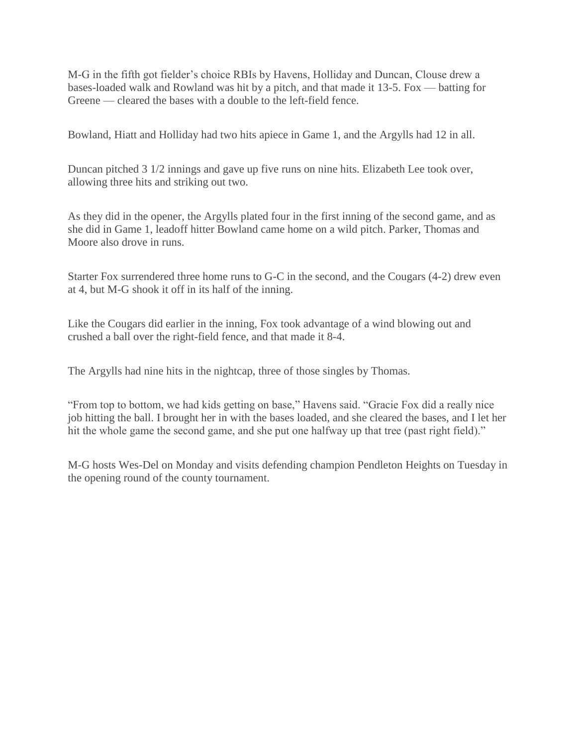M-G in the fifth got fielder's choice RBIs by Havens, Holliday and Duncan, Clouse drew a bases-loaded walk and Rowland was hit by a pitch, and that made it 13-5. Fox — batting for Greene — cleared the bases with a double to the left-field fence.

Bowland, Hiatt and Holliday had two hits apiece in Game 1, and the Argylls had 12 in all.

Duncan pitched 3 1/2 innings and gave up five runs on nine hits. Elizabeth Lee took over, allowing three hits and striking out two.

As they did in the opener, the Argylls plated four in the first inning of the second game, and as she did in Game 1, leadoff hitter Bowland came home on a wild pitch. Parker, Thomas and Moore also drove in runs.

Starter Fox surrendered three home runs to G-C in the second, and the Cougars (4-2) drew even at 4, but M-G shook it off in its half of the inning.

Like the Cougars did earlier in the inning, Fox took advantage of a wind blowing out and crushed a ball over the right-field fence, and that made it 8-4.

The Argylls had nine hits in the nightcap, three of those singles by Thomas.

"From top to bottom, we had kids getting on base," Havens said. "Gracie Fox did a really nice job hitting the ball. I brought her in with the bases loaded, and she cleared the bases, and I let her hit the whole game the second game, and she put one halfway up that tree (past right field)."

M-G hosts Wes-Del on Monday and visits defending champion Pendleton Heights on Tuesday in the opening round of the county tournament.